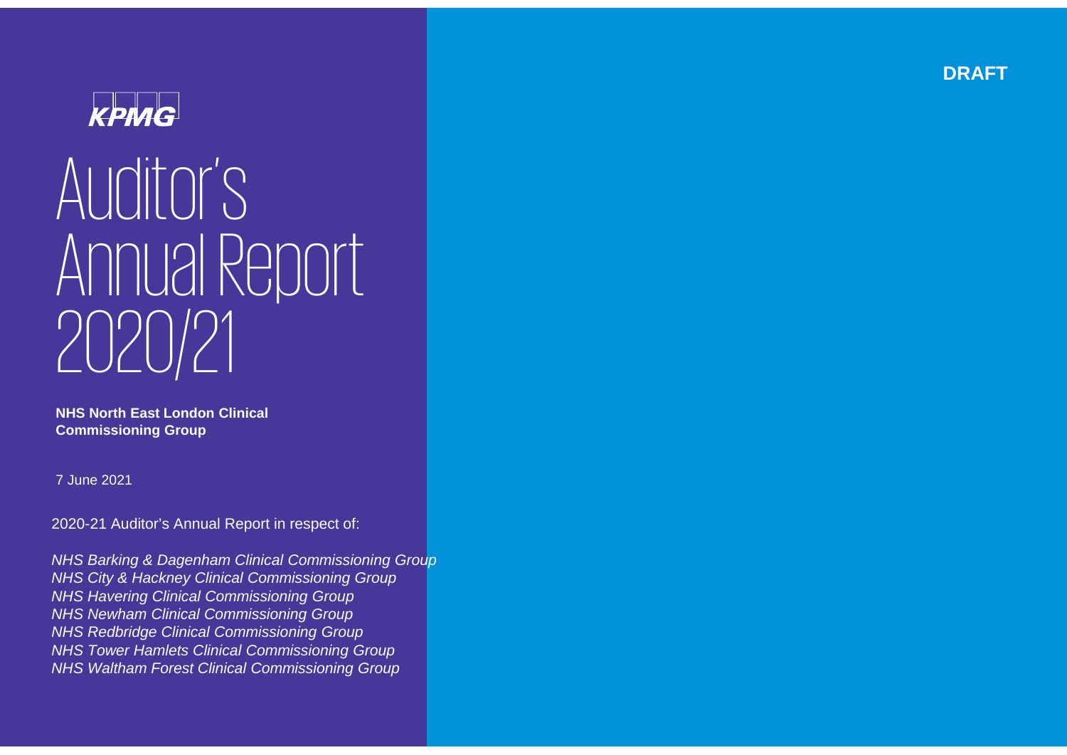DRAFT

KPMG

# Auditor's Annual Report 2020/21

**NHS North East London Clinical Commissioning Group**

7 June 2021

2020-21 Auditor's Annual Report in respect of:

*NHS Barking & Dagenham Clinical Commissioning Group*
*NHS City & Hackney Clinical Commissioning Group*
*NHS Havering Clinical Commissioning Group*
*NHS Newham Clinical Commissioning Group*
*NHS Redbridge Clinical Commissioning Group*
*NHS Tower Hamlets Clinical Commissioning Group*
*NHS Waltham Forest Clinical Commissioning Group*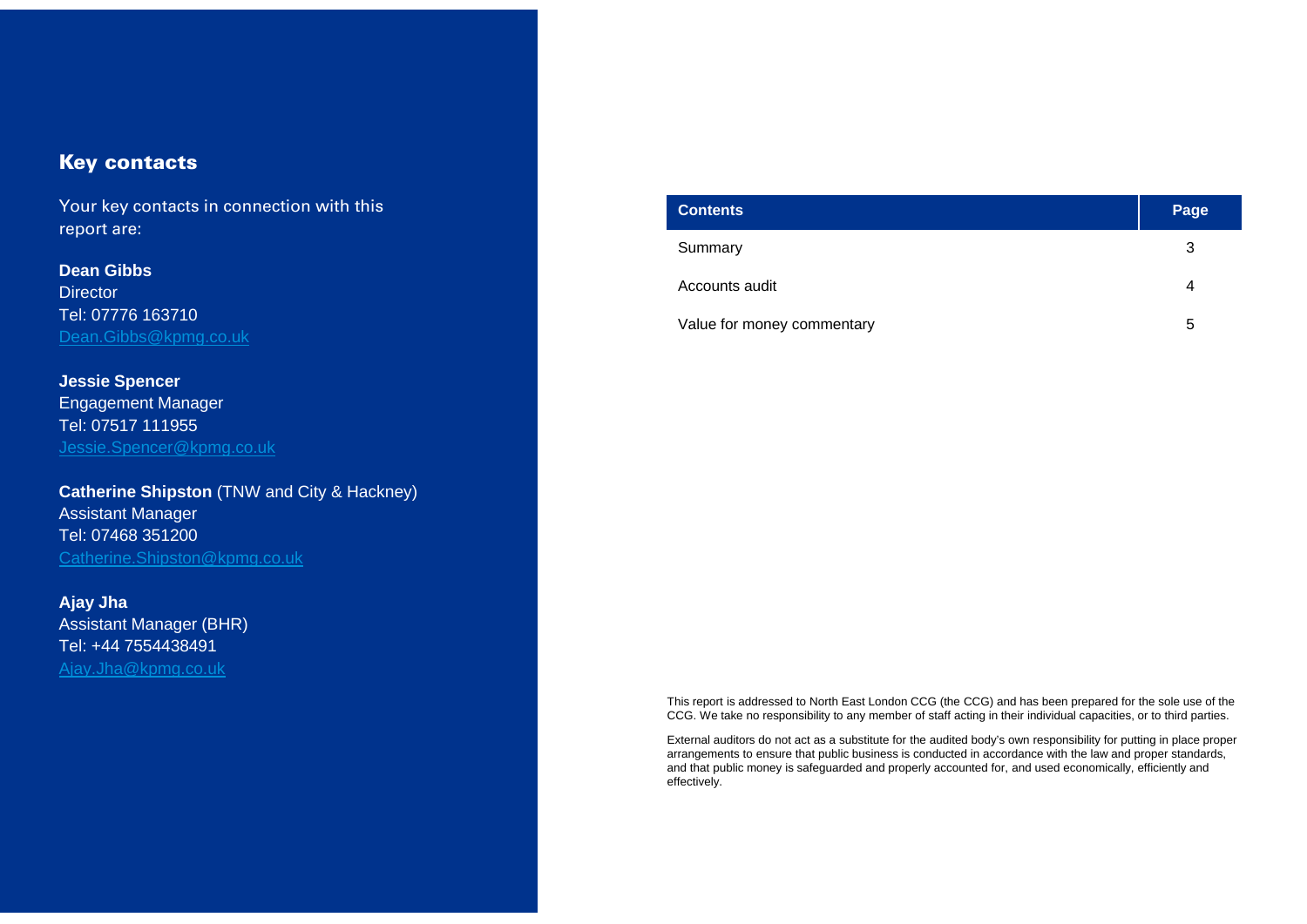## Key contacts

Your key contacts in connection with this report are:

**Dean Gibbs**
Director
Tel: 07776 163710
Dean.Gibbs@kpmg.co.uk

**Jessie Spencer**
Engagement Manager
Tel: 07517 111955
Jessie.Spencer@kpmg.co.uk

**Catherine Shipston** (TNW and City & Hackney)
Assistant Manager
Tel: 07468 351200
Catherine.Shipston@kpmg.co.uk

**Ajay Jha**
Assistant Manager (BHR)
Tel: +44 7554438491
Ajay.Jha@kpmg.co.uk

| Contents | Page |
| --- | --- |
| Summary | 3 |
| Accounts audit | 4 |
| Value for money commentary | 5 |

This report is addressed to North East London CCG (the CCG) and has been prepared for the sole use of the CCG. We take no responsibility to any member of staff acting in their individual capacities, or to third parties.

External auditors do not act as a substitute for the audited body's own responsibility for putting in place proper arrangements to ensure that public business is conducted in accordance with the law and proper standards, and that public money is safeguarded and properly accounted for, and used economically, efficiently and effectively.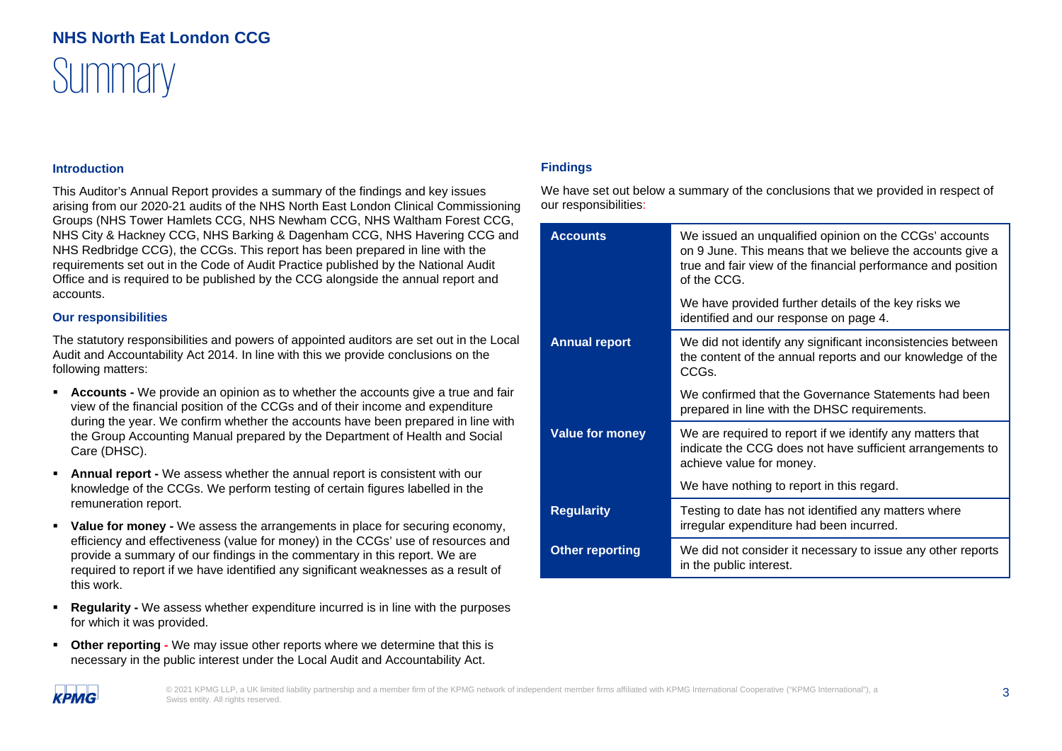## NHS North Eat London CCG

# Summary

### Introduction

This Auditor's Annual Report provides a summary of the findings and key issues arising from our 2020-21 audits of the NHS North East London Clinical Commissioning Groups (NHS Tower Hamlets CCG, NHS Newham CCG, NHS Waltham Forest CCG, NHS City & Hackney CCG, NHS Barking & Dagenham CCG, NHS Havering CCG and NHS Redbridge CCG), the CCGs. This report has been prepared in line with the requirements set out in the Code of Audit Practice published by the National Audit Office and is required to be published by the CCG alongside the annual report and accounts.

### Our responsibilities

The statutory responsibilities and powers of appointed auditors are set out in the Local Audit and Accountability Act 2014. In line with this we provide conclusions on the following matters:

- **Accounts -** We provide an opinion as to whether the accounts give a true and fair view of the financial position of the CCGs and of their income and expenditure during the year. We confirm whether the accounts have been prepared in line with the Group Accounting Manual prepared by the Department of Health and Social Care (DHSC).
- **Annual report -** We assess whether the annual report is consistent with our knowledge of the CCGs. We perform testing of certain figures labelled in the remuneration report.
- **Value for money -** We assess the arrangements in place for securing economy, efficiency and effectiveness (value for money) in the CCGs' use of resources and provide a summary of our findings in the commentary in this report. We are required to report if we have identified any significant weaknesses as a result of this work.
- **Regularity -** We assess whether expenditure incurred is in line with the purposes for which it was provided.
- **Other reporting -** We may issue other reports where we determine that this is necessary in the public interest under the Local Audit and Accountability Act.

### Findings

We have set out below a summary of the conclusions that we provided in respect of our responsibilities:

| | |
|---|---|
| **Accounts** | We issued an unqualified opinion on the CCGs' accounts on 9 June. This means that we believe the accounts give a true and fair view of the financial performance and position of the CCG. |
| | We have provided further details of the key risks we identified and our response on page 4. |
| **Annual report** | We did not identify any significant inconsistencies between the content of the annual reports and our knowledge of the CCGs. |
| | We confirmed that the Governance Statements had been prepared in line with the DHSC requirements. |
| **Value for money** | We are required to report if we identify any matters that indicate the CCG does not have sufficient arrangements to achieve value for money. |
| | We have nothing to report in this regard. |
| **Regularity** | Testing to date has not identified any matters where irregular expenditure had been incurred. |
| **Other reporting** | We did not consider it necessary to issue any other reports in the public interest. |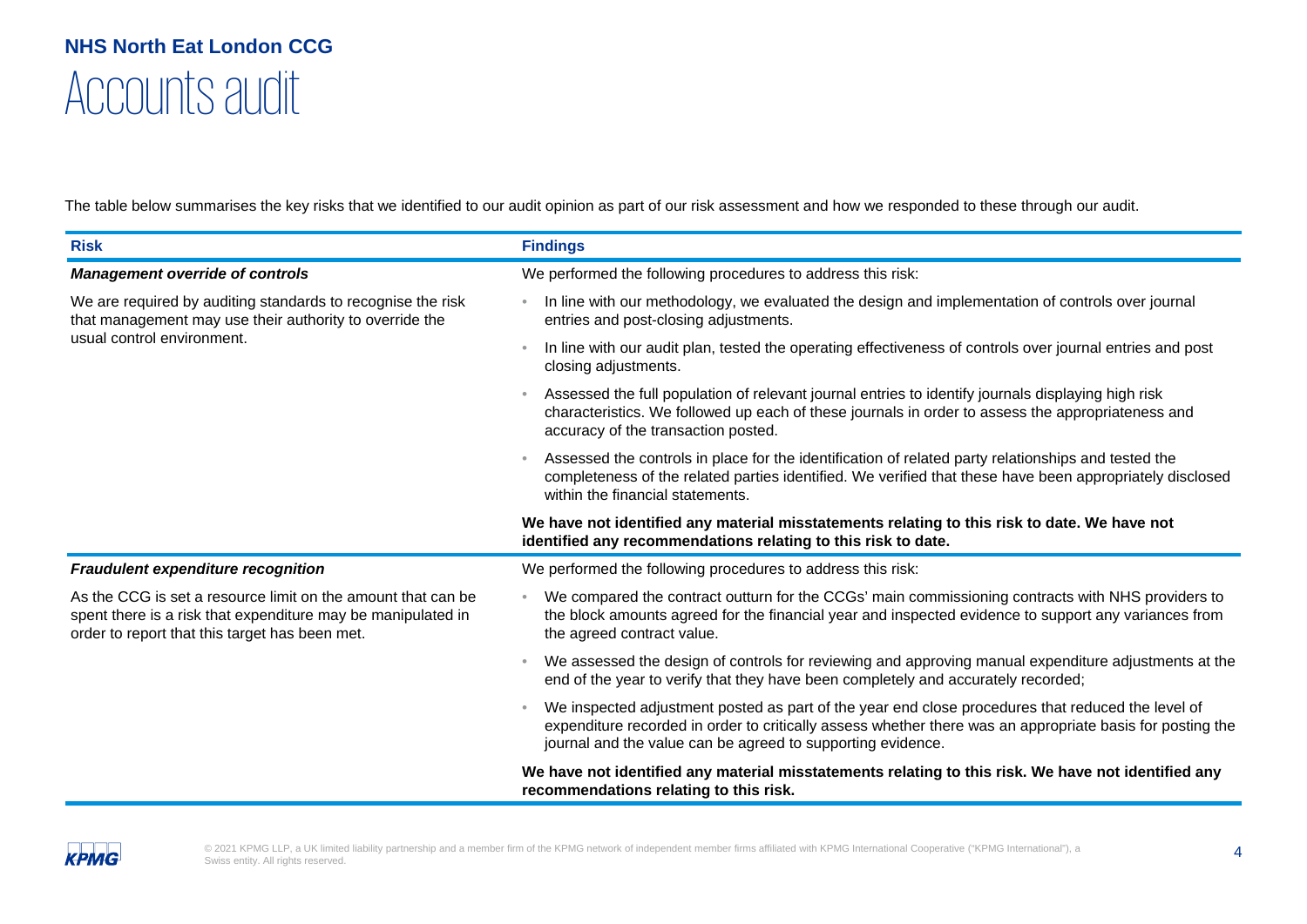**NHS North Eat London CCG**

# Accounts audit

The table below summarises the key risks that we identified to our audit opinion as part of our risk assessment and how we responded to these through our audit.

| Risk | Findings |
|---|---|
| ***Management override of controls*** <br><br> We are required by auditing standards to recognise the risk that management may use their authority to override the usual control environment. | We performed the following procedures to address this risk: <br><br> • In line with our methodology, we evaluated the design and implementation of controls over journal entries and post-closing adjustments. <br><br> • In line with our audit plan, tested the operating effectiveness of controls over journal entries and post closing adjustments. <br><br> • Assessed the full population of relevant journal entries to identify journals displaying high risk characteristics. We followed up each of these journals in order to assess the appropriateness and accuracy of the transaction posted. <br><br> • Assessed the controls in place for the identification of related party relationships and tested the completeness of the related parties identified. We verified that these have been appropriately disclosed within the financial statements. <br><br> **We have not identified any material misstatements relating to this risk to date. We have not identified any recommendations relating to this risk to date.** |
| ***Fraudulent expenditure recognition*** <br><br> As the CCG is set a resource limit on the amount that can be spent there is a risk that expenditure may be manipulated in order to report that this target has been met. | We performed the following procedures to address this risk: <br><br> • We compared the contract outturn for the CCGs' main commissioning contracts with NHS providers to the block amounts agreed for the financial year and inspected evidence to support any variances from the agreed contract value. <br><br> • We assessed the design of controls for reviewing and approving manual expenditure adjustments at the end of the year to verify that they have been completely and accurately recorded; <br><br> • We inspected adjustment posted as part of the year end close procedures that reduced the level of expenditure recorded in order to critically assess whether there was an appropriate basis for posting the journal and the value can be agreed to supporting evidence. <br><br> **We have not identified any material misstatements relating to this risk. We have not identified any recommendations relating to this risk.** |

© 2021 KPMG LLP, a UK limited liability partnership and a member firm of the KPMG network of independent member firms affiliated with KPMG International Cooperative ("KPMG International"), a Swiss entity. All rights reserved.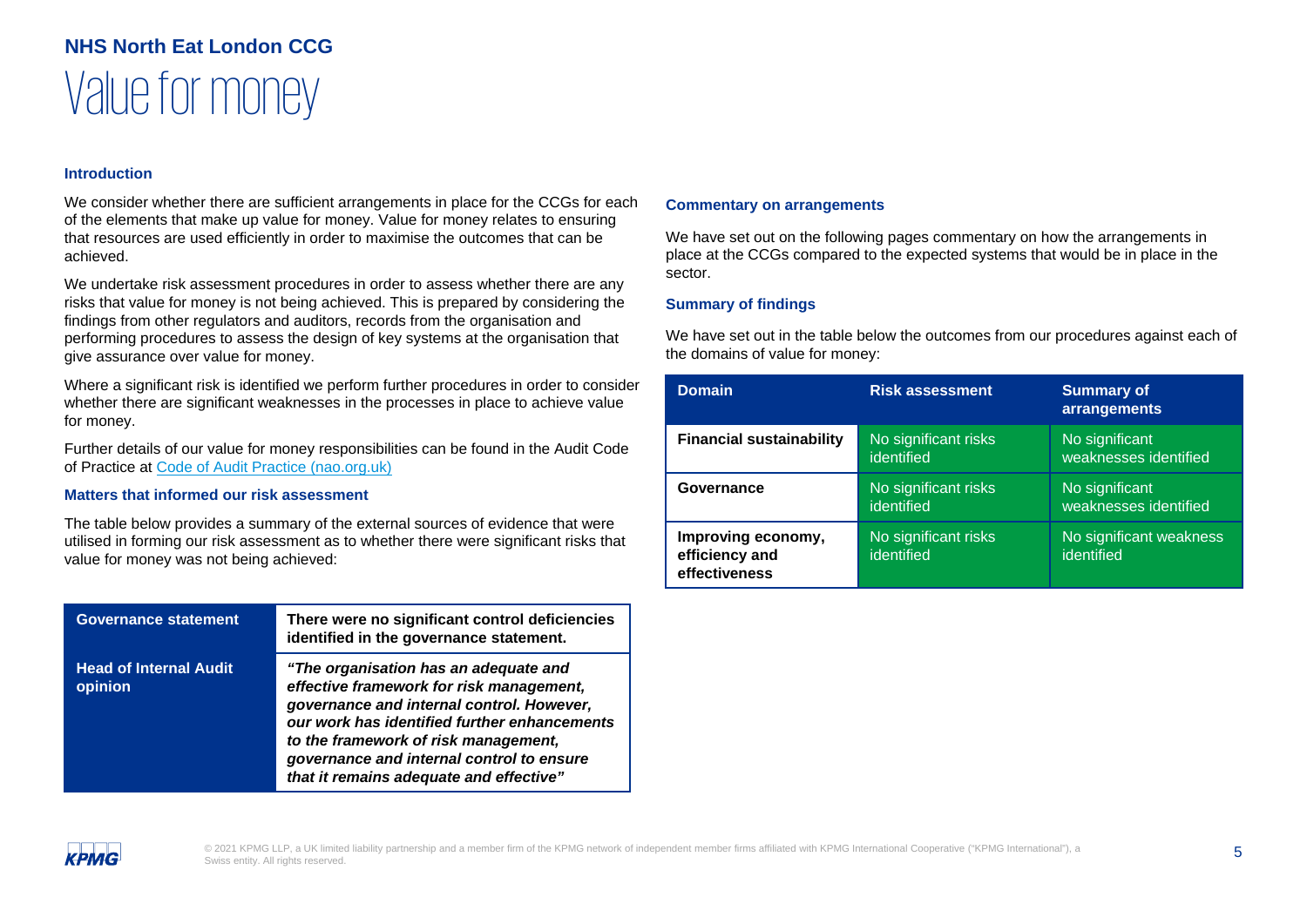## NHS North Eat London CCG

# Value for money

### Introduction

We consider whether there are sufficient arrangements in place for the CCGs for each of the elements that make up value for money. Value for money relates to ensuring that resources are used efficiently in order to maximise the outcomes that can be achieved.

We undertake risk assessment procedures in order to assess whether there are any risks that value for money is not being achieved. This is prepared by considering the findings from other regulators and auditors, records from the organisation and performing procedures to assess the design of key systems at the organisation that give assurance over value for money.

Where a significant risk is identified we perform further procedures in order to consider whether there are significant weaknesses in the processes in place to achieve value for money.

Further details of our value for money responsibilities can be found in the Audit Code of Practice at [Code of Audit Practice (nao.org.uk)](nao.org.uk)

### Matters that informed our risk assessment

The table below provides a summary of the external sources of evidence that were utilised in forming our risk assessment as to whether there were significant risks that value for money was not being achieved:

| | |
|---|---|
| **Governance statement** | **There were no significant control deficiencies identified in the governance statement.** |
| **Head of Internal Audit opinion** | ***"The organisation has an adequate and effective framework for risk management, governance and internal control. However, our work has identified further enhancements to the framework of risk management, governance and internal control to ensure that it remains adequate and effective"*** |

### Commentary on arrangements

We have set out on the following pages commentary on how the arrangements in place at the CCGs compared to the expected systems that would be in place in the sector.

### Summary of findings

We have set out in the table below the outcomes from our procedures against each of the domains of value for money:

| Domain | Risk assessment | Summary of arrangements |
|---|---|---|
| **Financial sustainability** | No significant risks identified | No significant weaknesses identified |
| **Governance** | No significant risks identified | No significant weaknesses identified |
| **Improving economy, efficiency and effectiveness** | No significant risks identified | No significant weakness identified |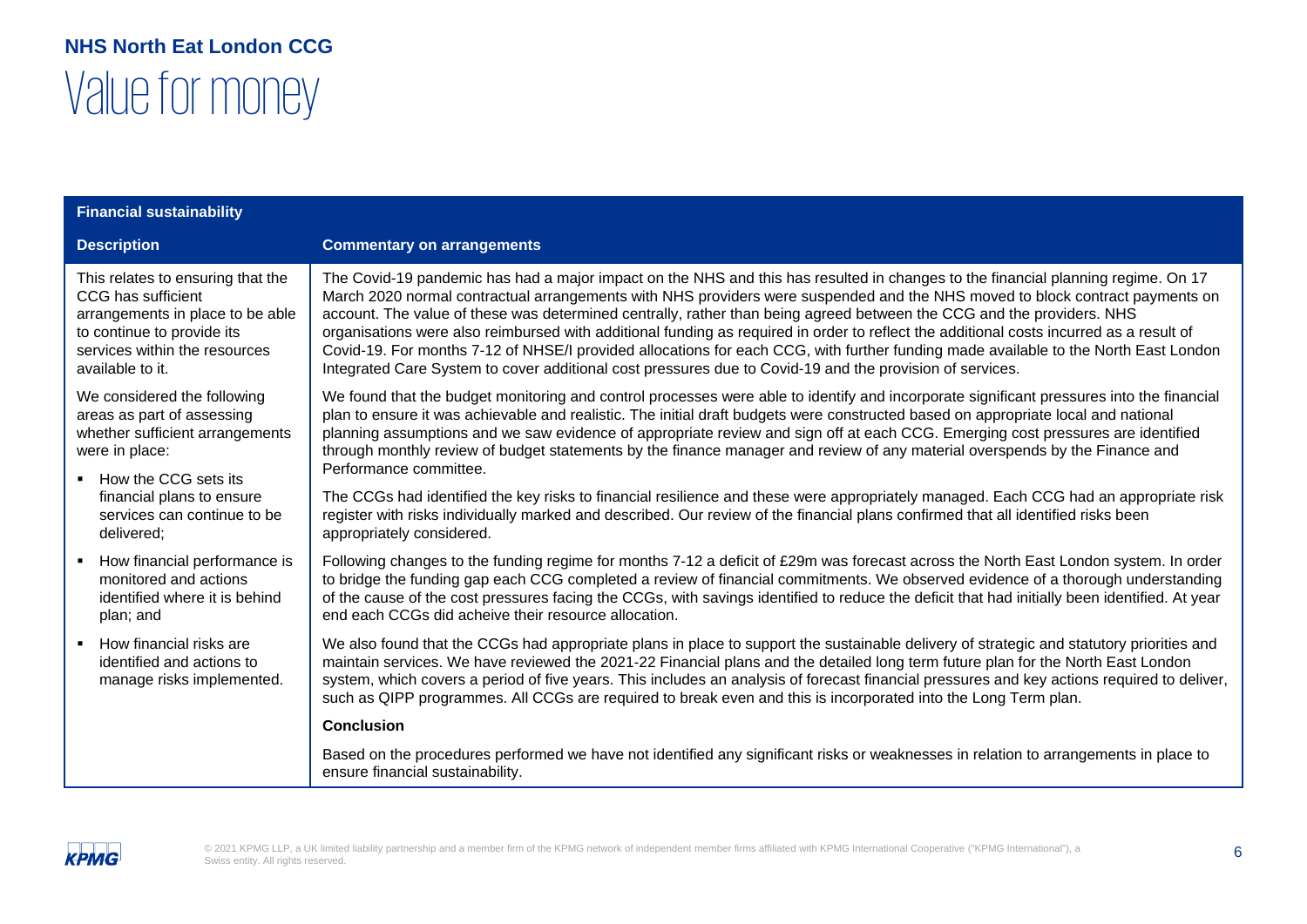## NHS North Eat London CCG

# Value for money

| Financial sustainability | |
|---|---|
| **Description** | **Commentary on arrangements** |
| This relates to ensuring that the CCG has sufficient arrangements in place to be able to continue to provide its services within the resources available to it. | The Covid-19 pandemic has had a major impact on the NHS and this has resulted in changes to the financial planning regime. On 17 March 2020 normal contractual arrangements with NHS providers were suspended and the NHS moved to block contract payments on account. The value of these was determined centrally, rather than being agreed between the CCG and the providers. NHS organisations were also reimbursed with additional funding as required in order to reflect the additional costs incurred as a result of Covid-19. For months 7-12 of NHSE/I provided allocations for each CCG, with further funding made available to the North East London Integrated Care System to cover additional cost pressures due to Covid-19 and the provision of services. |
| We considered the following areas as part of assessing whether sufficient arrangements were in place:<br>▪ How the CCG sets its financial plans to ensure services can continue to be delivered;<br>▪ How financial performance is monitored and actions identified where it is behind plan; and<br>▪ How financial risks are identified and actions to manage risks implemented. | We found that the budget monitoring and control processes were able to identify and incorporate significant pressures into the financial plan to ensure it was achievable and realistic. The initial draft budgets were constructed based on appropriate local and national planning assumptions and we saw evidence of appropriate review and sign off at each CCG. Emerging cost pressures are identified through monthly review of budget statements by the finance manager and review of any material overspends by the Finance and Performance committee.<br><br>The CCGs had identified the key risks to financial resilience and these were appropriately managed. Each CCG had an appropriate risk register with risks individually marked and described. Our review of the financial plans confirmed that all identified risks been appropriately considered.<br><br>Following changes to the funding regime for months 7-12 a deficit of £29m was forecast across the North East London system. In order to bridge the funding gap each CCG completed a review of financial commitments. We observed evidence of a thorough understanding of the cause of the cost pressures facing the CCGs, with savings identified to reduce the deficit that had initially been identified. At year end each CCGs did acheive their resource allocation.<br><br>We also found that the CCGs had appropriate plans in place to support the sustainable delivery of strategic and statutory priorities and maintain services. We have reviewed the 2021-22 Financial plans and the detailed long term future plan for the North East London system, which covers a period of five years. This includes an analysis of forecast financial pressures and key actions required to deliver, such as QIPP programmes. All CCGs are required to break even and this is incorporated into the Long Term plan.<br><br>**Conclusion**<br><br>Based on the procedures performed we have not identified any significant risks or weaknesses in relation to arrangements in place to ensure financial sustainability. |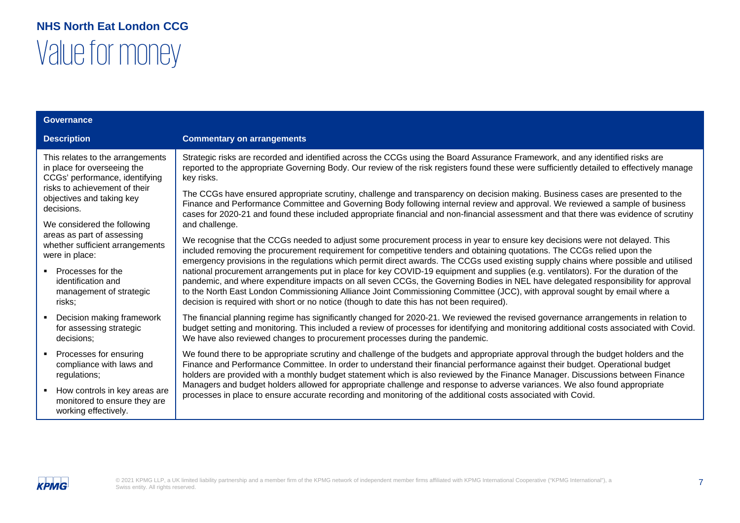**NHS North Eat London CCG**

# Value for money

| Governance | |
|---|---|
| **Description** | **Commentary on arrangements** |
| This relates to the arrangements in place for overseeing the CCGs' performance, identifying risks to achievement of their objectives and taking key decisions.<br><br>We considered the following areas as part of assessing whether sufficient arrangements were in place:<br><br>▪ Processes for the identification and management of strategic risks;<br>▪ Decision making framework for assessing strategic decisions;<br>▪ Processes for ensuring compliance with laws and regulations;<br>▪ How controls in key areas are monitored to ensure they are working effectively. | Strategic risks are recorded and identified across the CCGs using the Board Assurance Framework, and any identified risks are reported to the appropriate Governing Body. Our review of the risk registers found these were sufficiently detailed to effectively manage key risks.<br><br>The CCGs have ensured appropriate scrutiny, challenge and transparency on decision making. Business cases are presented to the Finance and Performance Committee and Governing Body following internal review and approval. We reviewed a sample of business cases for 2020-21 and found these included appropriate financial and non-financial assessment and that there was evidence of scrutiny and challenge.<br><br>We recognise that the CCGs needed to adjust some procurement process in year to ensure key decisions were not delayed. This included removing the procurement requirement for competitive tenders and obtaining quotations. The CCGs relied upon the emergency provisions in the regulations which permit direct awards. The CCGs used existing supply chains where possible and utilised national procurement arrangements put in place for key COVID-19 equipment and supplies (e.g. ventilators). For the duration of the pandemic, and where expenditure impacts on all seven CCGs, the Governing Bodies in NEL have delegated responsibility for approval to the North East London Commissioning Alliance Joint Commissioning Committee (JCC), with approval sought by email where a decision is required with short or no notice (though to date this has not been required).<br><br>The financial planning regime has significantly changed for 2020-21. We reviewed the revised governance arrangements in relation to budget setting and monitoring. This included a review of processes for identifying and monitoring additional costs associated with Covid. We have also reviewed changes to procurement processes during the pandemic.<br><br>We found there to be appropriate scrutiny and challenge of the budgets and appropriate approval through the budget holders and the Finance and Performance Committee. In order to understand their financial performance against their budget. Operational budget holders are provided with a monthly budget statement which is also reviewed by the Finance Manager. Discussions between Finance Managers and budget holders allowed for appropriate challenge and response to adverse variances. We also found appropriate processes in place to ensure accurate recording and monitoring of the additional costs associated with Covid. |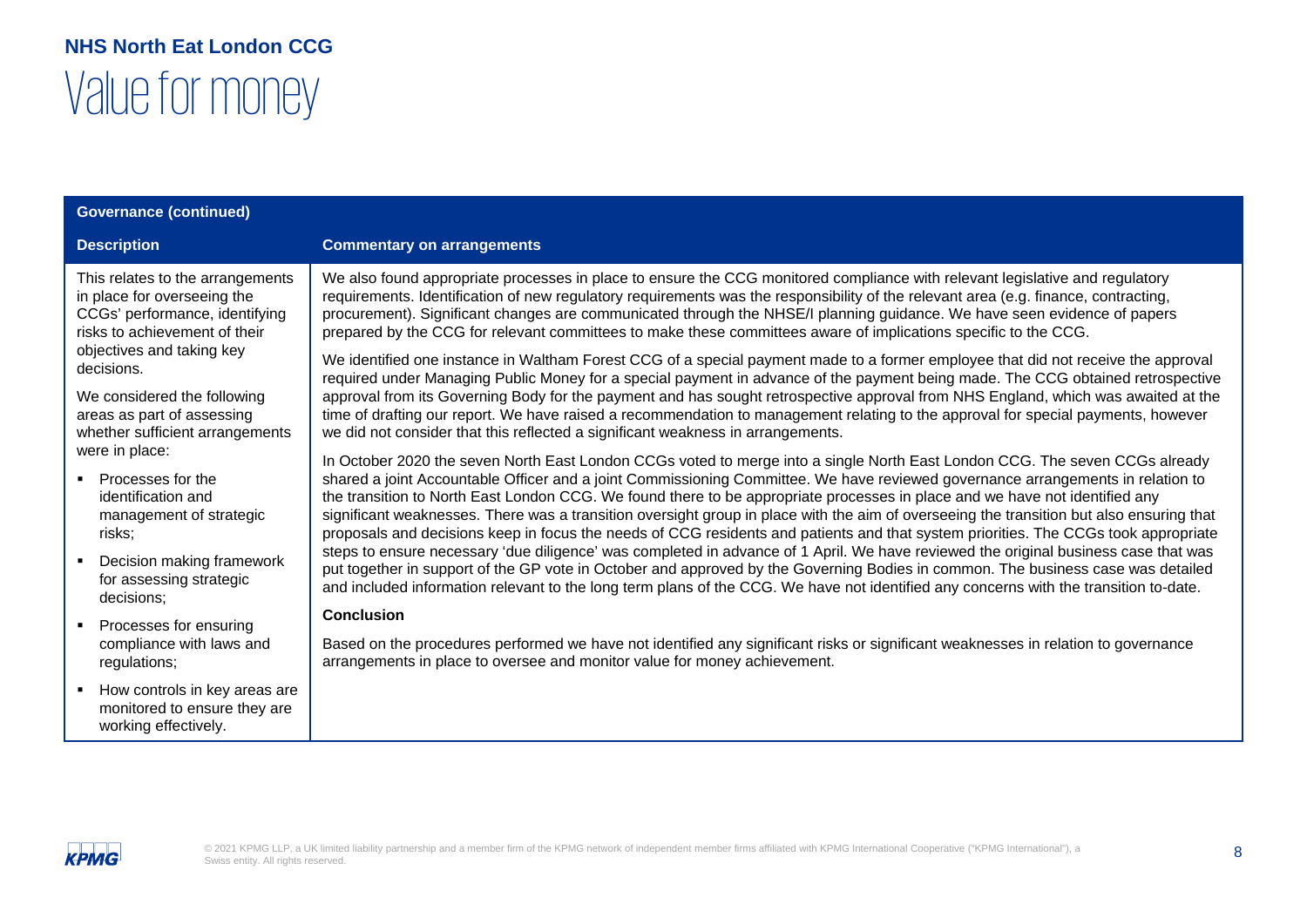## NHS North Eat London CCG

# Value for money

| Governance (continued) | |
|---|---|
| **Description** | **Commentary on arrangements** |
| This relates to the arrangements in place for overseeing the CCGs' performance, identifying risks to achievement of their objectives and taking key decisions.<br><br>We considered the following areas as part of assessing whether sufficient arrangements were in place:<br><br>▪ Processes for the identification and management of strategic risks;<br>▪ Decision making framework for assessing strategic decisions;<br>▪ Processes for ensuring compliance with laws and regulations;<br>▪ How controls in key areas are monitored to ensure they are working effectively. | We also found appropriate processes in place to ensure the CCG monitored compliance with relevant legislative and regulatory requirements. Identification of new regulatory requirements was the responsibility of the relevant area (e.g. finance, contracting, procurement). Significant changes are communicated through the NHSE/I planning guidance. We have seen evidence of papers prepared by the CCG for relevant committees to make these committees aware of implications specific to the CCG.<br><br>We identified one instance in Waltham Forest CCG of a special payment made to a former employee that did not receive the approval required under Managing Public Money for a special payment in advance of the payment being made. The CCG obtained retrospective approval from its Governing Body for the payment and has sought retrospective approval from NHS England, which was awaited at the time of drafting our report. We have raised a recommendation to management relating to the approval for special payments, however we did not consider that this reflected a significant weakness in arrangements.<br><br>In October 2020 the seven North East London CCGs voted to merge into a single North East London CCG. The seven CCGs already shared a joint Accountable Officer and a joint Commissioning Committee. We have reviewed governance arrangements in relation to the transition to North East London CCG. We found there to be appropriate processes in place and we have not identified any significant weaknesses. There was a transition oversight group in place with the aim of overseeing the transition but also ensuring that proposals and decisions keep in focus the needs of CCG residents and patients and that system priorities. The CCGs took appropriate steps to ensure necessary 'due diligence' was completed in advance of 1 April. We have reviewed the original business case that was put together in support of the GP vote in October and approved by the Governing Bodies in common. The business case was detailed and included information relevant to the long term plans of the CCG. We have not identified any concerns with the transition to-date.<br><br>**Conclusion**<br><br>Based on the procedures performed we have not identified any significant risks or significant weaknesses in relation to governance arrangements in place to oversee and monitor value for money achievement. |

© 2021 KPMG LLP, a UK limited liability partnership and a member firm of the KPMG network of independent member firms affiliated with KPMG International Cooperative ("KPMG International"), a Swiss entity. All rights reserved.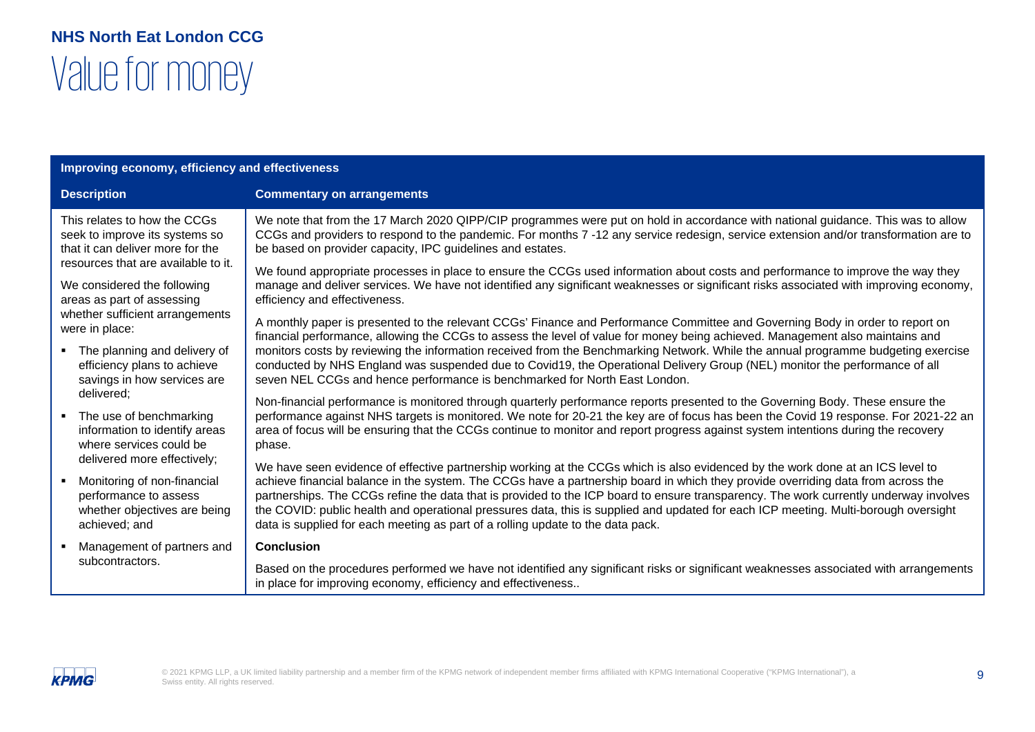## NHS North Eat London CCG

# Value for money

| Improving economy, efficiency and effectiveness | |
|---|---|
| **Description** | **Commentary on arrangements** |
| This relates to how the CCGs seek to improve its systems so that it can deliver more for the resources that are available to it.<br><br>We considered the following areas as part of assessing whether sufficient arrangements were in place:<br><br>▪ The planning and delivery of efficiency plans to achieve savings in how services are delivered;<br>▪ The use of benchmarking information to identify areas where services could be delivered more effectively;<br>▪ Monitoring of non-financial performance to assess whether objectives are being achieved; and<br>▪ Management of partners and subcontractors. | We note that from the 17 March 2020 QIPP/CIP programmes were put on hold in accordance with national guidance. This was to allow CCGs and providers to respond to the pandemic. For months 7 -12 any service redesign, service extension and/or transformation are to be based on provider capacity, IPC guidelines and estates.<br><br>We found appropriate processes in place to ensure the CCGs used information about costs and performance to improve the way they manage and deliver services. We have not identified any significant weaknesses or significant risks associated with improving economy, efficiency and effectiveness.<br><br>A monthly paper is presented to the relevant CCGs' Finance and Performance Committee and Governing Body in order to report on financial performance, allowing the CCGs to assess the level of value for money being achieved. Management also maintains and monitors costs by reviewing the information received from the Benchmarking Network. While the annual programme budgeting exercise conducted by NHS England was suspended due to Covid19, the Operational Delivery Group (NEL) monitor the performance of all seven NEL CCGs and hence performance is benchmarked for North East London.<br><br>Non-financial performance is monitored through quarterly performance reports presented to the Governing Body. These ensure the performance against NHS targets is monitored. We note for 20-21 the key are of focus has been the Covid 19 response. For 2021-22 an area of focus will be ensuring that the CCGs continue to monitor and report progress against system intentions during the recovery phase.<br><br>We have seen evidence of effective partnership working at the CCGs which is also evidenced by the work done at an ICS level to achieve financial balance in the system. The CCGs have a partnership board in which they provide overriding data from across the partnerships. The CCGs refine the data that is provided to the ICP board to ensure transparency. The work currently underway involves the COVID: public health and operational pressures data, this is supplied and updated for each ICP meeting. Multi-borough oversight data is supplied for each meeting as part of a rolling update to the data pack.<br><br>**Conclusion**<br><br>Based on the procedures performed we have not identified any significant risks or significant weaknesses associated with arrangements in place for improving economy, efficiency and effectiveness.. |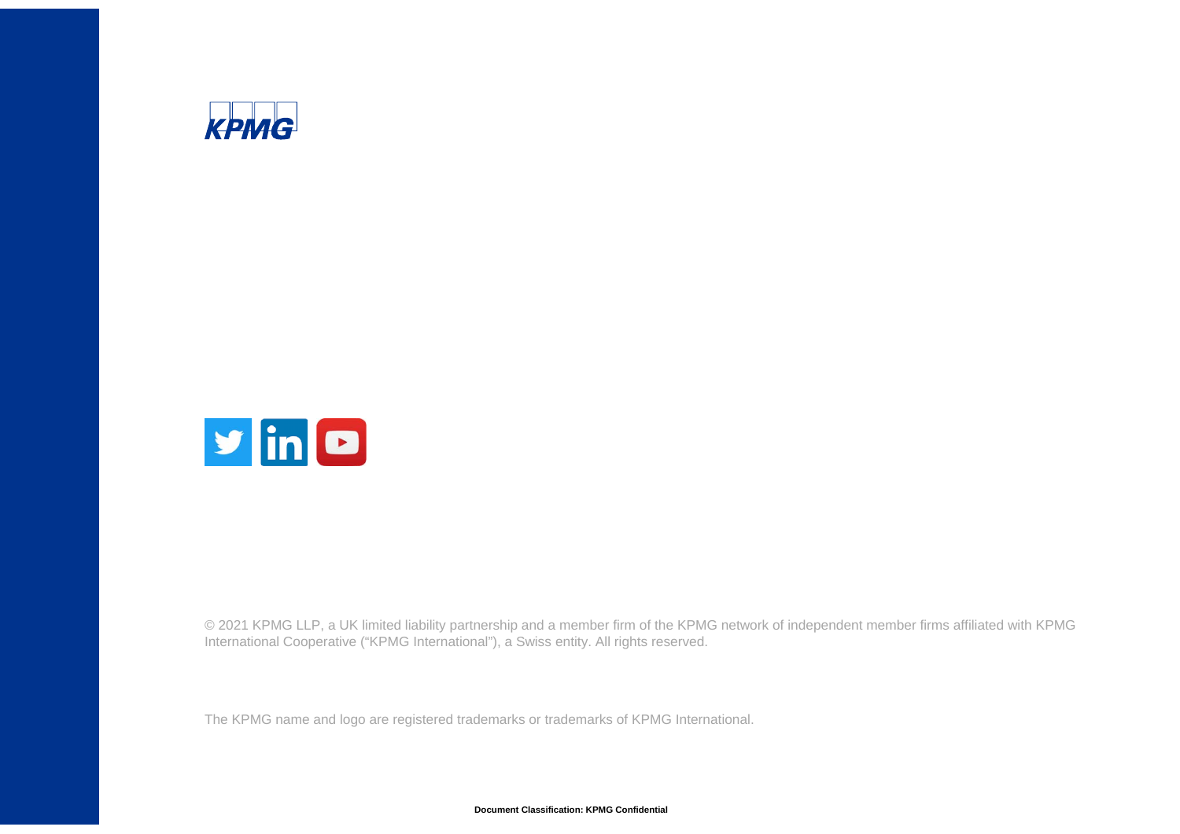© 2021 KPMG LLP, a UK limited liability partnership and a member firm of the KPMG network of independent member firms affiliated with KPMG International Cooperative (“KPMG International”), a Swiss entity. All rights reserved.

The KPMG name and logo are registered trademarks or trademarks of KPMG International.

**Document Classification: KPMG Confidential**